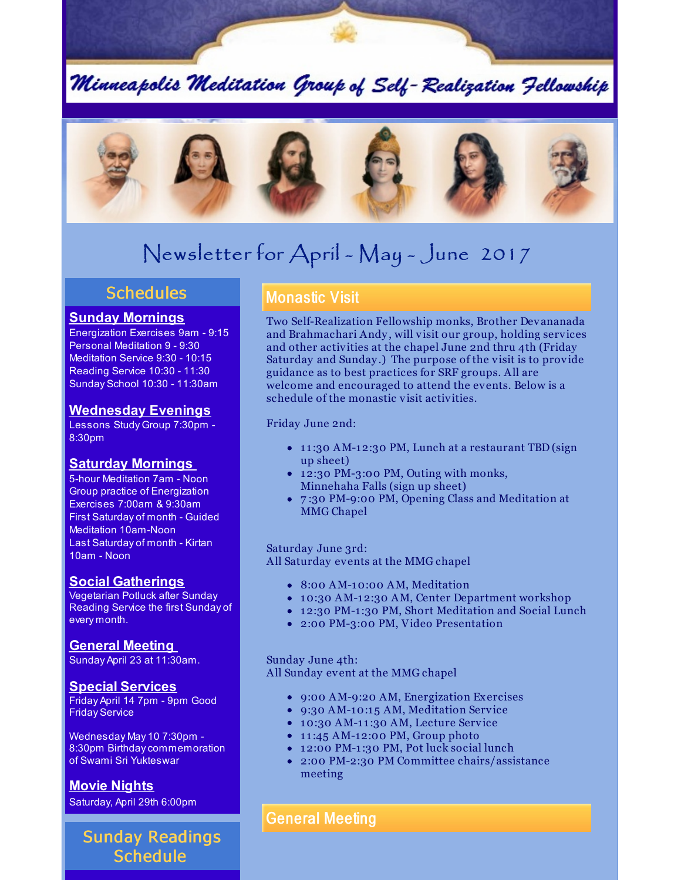# Minneapolis Meditation Group of Self-Realization Fellowship

## Newsletter for April - May - June 2017

## Schedules

### Sunday Mornings

Energization Exercises 9am - 9:15
Personal Meditation 9 - 9:30
Meditation Service 9:30 - 10:15
Reading Service 10:30 - 11:30
Sunday School 10:30 - 11:30am

### Wednesday Evenings

Lessons Study Group 7:30pm - 8:30pm

### Saturday Mornings

5-hour Meditation 7am - Noon
Group practice of Energization Exercises 7:00am & 9:30am
First Saturday of month - Guided Meditation 10am-Noon
Last Saturday of month - Kirtan 10am - Noon

### Social Gatherings

Vegetarian Potluck after Sunday Reading Service the first Sunday of every month.

### General Meeting

Sunday April 23 at 11:30am.

### Special Services

Friday April 14 7pm - 9pm Good Friday Service

Wednesday May 10 7:30pm - 8:30pm Birthday commemoration of Swami Sri Yukteswar

### Movie Nights

Saturday, April 29th 6:00pm

## Sunday Readings Schedule

## Monastic Visit

Two Self-Realization Fellowship monks, Brother Devananada and Brahmachari Andy, will visit our group, holding services and other activities at the chapel June 2nd thru 4th (Friday Saturday and Sunday.) The purpose of the visit is to provide guidance as to best practices for SRF groups. All are welcome and encouraged to attend the events. Below is a schedule of the monastic visit activities.

Friday June 2nd:

- 11:30 AM-12:30 PM, Lunch at a restaurant TBD (sign up sheet)
- 12:30 PM-3:00 PM, Outing with monks, Minnehaha Falls (sign up sheet)
- 7:30 PM-9:00 PM, Opening Class and Meditation at MMG Chapel

Saturday June 3rd:
All Saturday events at the MMG chapel

- 8:00 AM-10:00 AM, Meditation
- 10:30 AM-12:30 AM, Center Department workshop
- 12:30 PM-1:30 PM, Short Meditation and Social Lunch
- 2:00 PM-3:00 PM, Video Presentation

Sunday June 4th:
All Sunday event at the MMG chapel

- 9:00 AM-9:20 AM, Energization Exercises
- 9:30 AM-10:15 AM, Meditation Service
- 10:30 AM-11:30 AM, Lecture Service
- 11:45 AM-12:00 PM, Group photo
- 12:00 PM-1:30 PM, Pot luck social lunch
- 2:00 PM-2:30 PM Committee chairs/assistance meeting

## General Meeting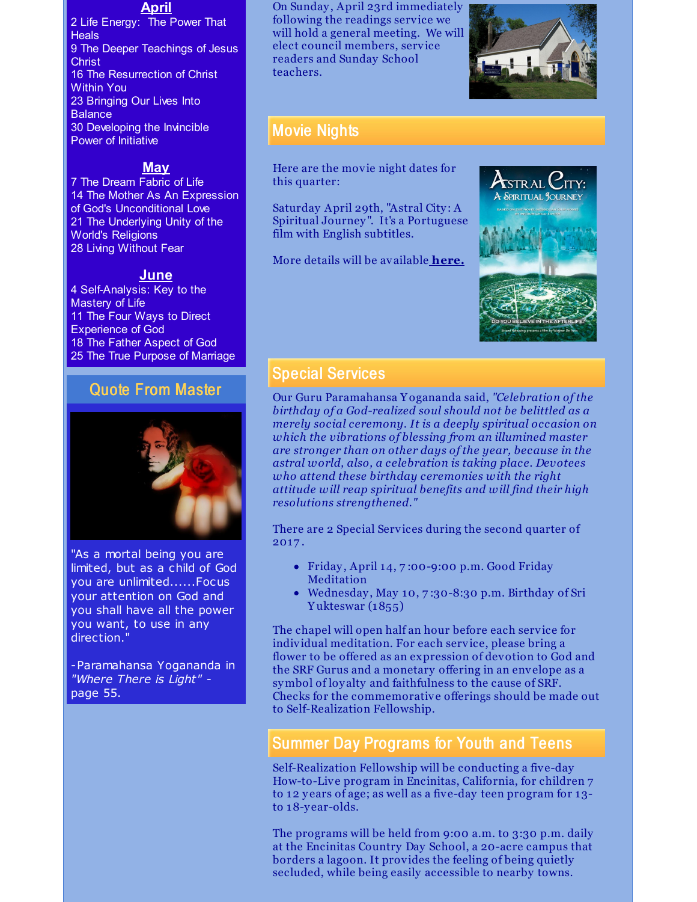## April

2 Life Energy: The Power That Heals
9 The Deeper Teachings of Jesus Christ
16 The Resurrection of Christ Within You
23 Bringing Our Lives Into Balance
30 Developing the Invincible Power of Initiative

## May

7 The Dream Fabric of Life
14 The Mother As An Expression of God's Unconditional Love
21 The Underlying Unity of the World's Religions
28 Living Without Fear

## June

4 Self-Analysis: Key to the Mastery of Life
11 The Four Ways to Direct Experience of God
18 The Father Aspect of God
25 The True Purpose of Marriage

## Quote From Master

"As a mortal being you are limited, but as a child of God you are unlimited......Focus your attention on God and you shall have all the power you want, to use in any direction."

-Paramahansa Yogananda in *"Where There is Light"* - page 55.

On Sunday, April 23rd immediately following the readings service we will hold a general meeting. We will elect council members, service readers and Sunday School teachers.

## Movie Nights

Here are the movie night dates for this quarter:

Saturday April 29th, "Astral City: A Spiritual Journey". It's a Portuguese film with English subtitles.

More details will be available **here.**

## Special Services

Our Guru Paramahansa Yogananda said, *"Celebration of the birthday of a God-realized soul should not be belittled as a merely social ceremony. It is a deeply spiritual occasion on which the vibrations of blessing from an illumined master are stronger than on other days of the year, because in the astral world, also, a celebration is taking place. Devotees who attend these birthday ceremonies with the right attitude will reap spiritual benefits and will find their high resolutions strengthened."*

There are 2 Special Services during the second quarter of 2017.

- Friday, April 14, 7:00-9:00 p.m. Good Friday Meditation
- Wednesday, May 10, 7:30-8:30 p.m. Birthday of Sri Yukteswar (1855)

The chapel will open half an hour before each service for individual meditation. For each service, please bring a flower to be offered as an expression of devotion to God and the SRF Gurus and a monetary offering in an envelope as a symbol of loyalty and faithfulness to the cause of SRF. Checks for the commemorative offerings should be made out to Self-Realization Fellowship.

## Summer Day Programs for Youth and Teens

Self-Realization Fellowship will be conducting a five-day How-to-Live program in Encinitas, California, for children 7 to 12 years of age; as well as a five-day teen program for 13- to 18-year-olds.

The programs will be held from 9:00 a.m. to 3:30 p.m. daily at the Encinitas Country Day School, a 20-acre campus that borders a lagoon. It provides the feeling of being quietly secluded, while being easily accessible to nearby towns.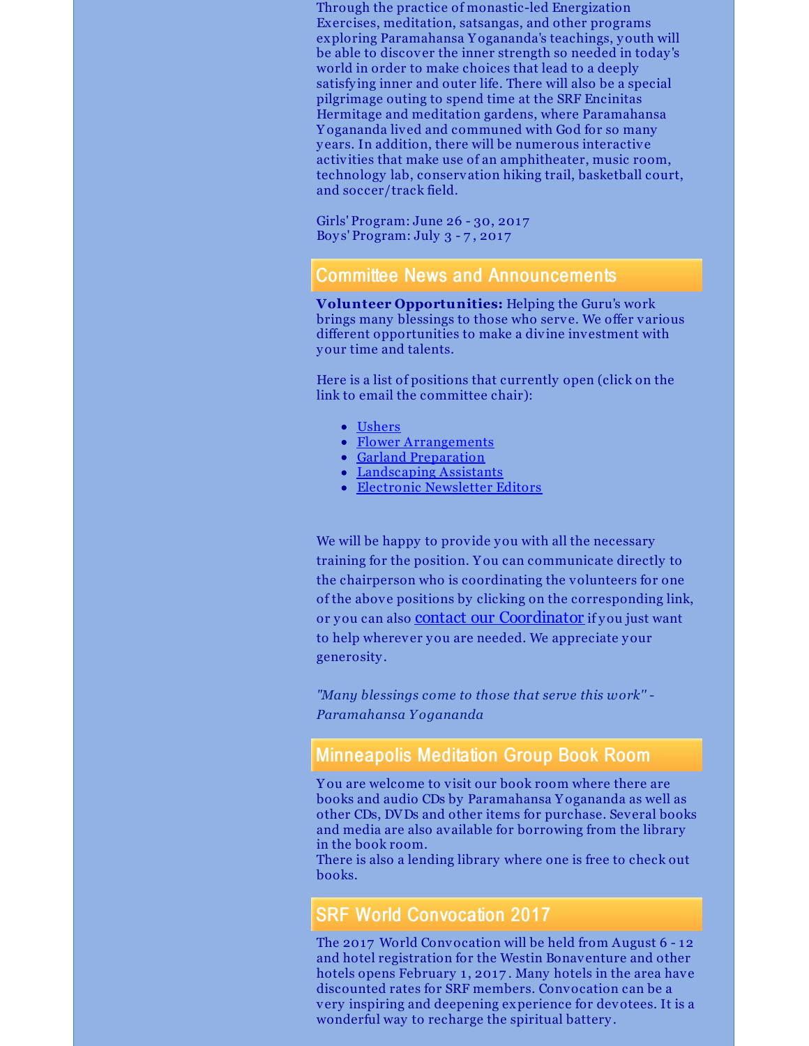Through the practice of monastic-led Energization Exercises, meditation, satsangas, and other programs exploring Paramahansa Yogananda's teachings, youth will be able to discover the inner strength so needed in today's world in order to make choices that lead to a deeply satisfying inner and outer life. There will also be a special pilgrimage outing to spend time at the SRF Encinitas Hermitage and meditation gardens, where Paramahansa Yogananda lived and communed with God for so many years. In addition, there will be numerous interactive activities that make use of an amphitheater, music room, technology lab, conservation hiking trail, basketball court, and soccer/track field.

Girls' Program: June 26 - 30, 2017
Boys' Program: July 3 - 7, 2017

## Committee News and Announcements

**Volunteer Opportunities:** Helping the Guru's work brings many blessings to those who serve. We offer various different opportunities to make a divine investment with your time and talents.

Here is a list of positions that currently open (click on the link to email the committee chair):

- Ushers
- Flower Arrangements
- Garland Preparation
- Landscaping Assistants
- Electronic Newsletter Editors

We will be happy to provide you with all the necessary training for the position. You can communicate directly to the chairperson who is coordinating the volunteers for one of the above positions by clicking on the corresponding link, or you can also contact our Coordinator if you just want to help wherever you are needed. We appreciate your generosity.

*"Many blessings come to those that serve this work" - Paramahansa Yogananda*

## Minneapolis Meditation Group Book Room

You are welcome to visit our book room where there are books and audio CDs by Paramahansa Yogananda as well as other CDs, DVDs and other items for purchase. Several books and media are also available for borrowing from the library in the book room.
There is also a lending library where one is free to check out books.

## SRF World Convocation 2017

The 2017 World Convocation will be held from August 6 - 12 and hotel registration for the Westin Bonaventure and other hotels opens February 1, 2017. Many hotels in the area have discounted rates for SRF members. Convocation can be a very inspiring and deepening experience for devotees. It is a wonderful way to recharge the spiritual battery.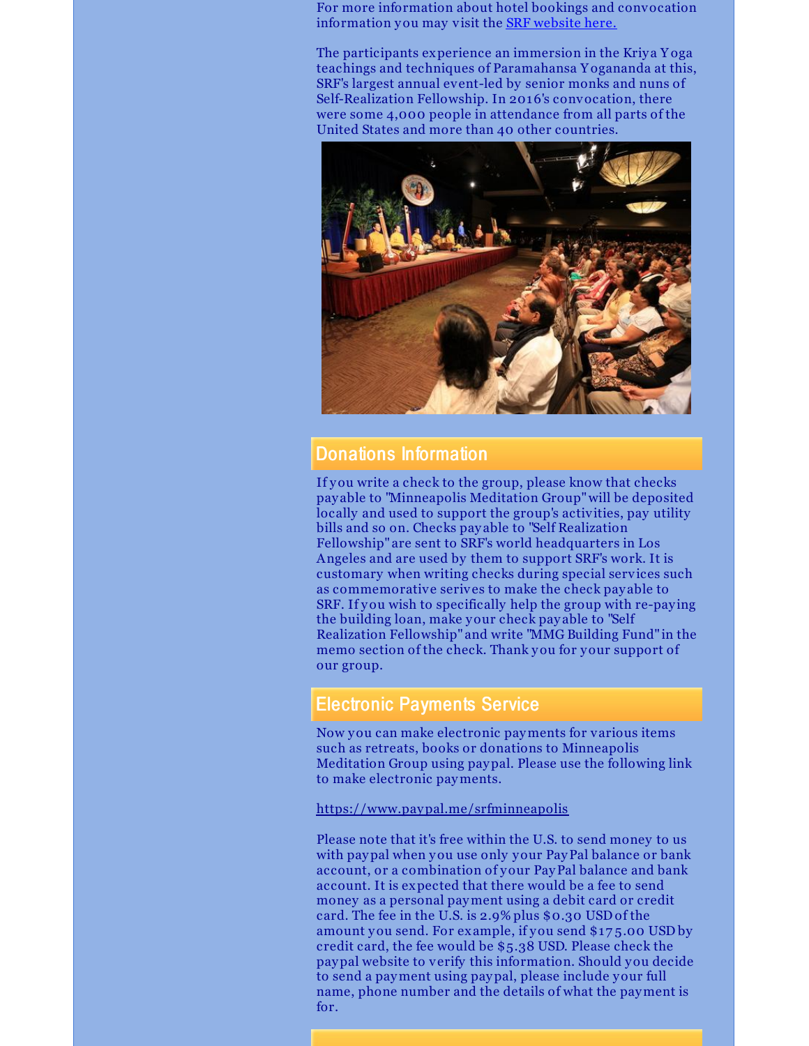For more information about hotel bookings and convocation information you may visit the [SRF website here.]()

The participants experience an immersion in the Kriya Yoga teachings and techniques of Paramahansa Yogananda at this, SRF's largest annual event-led by senior monks and nuns of Self-Realization Fellowship. In 2016's convocation, there were some 4,000 people in attendance from all parts of the United States and more than 40 other countries.

## Donations Information

If you write a check to the group, please know that checks payable to "Minneapolis Meditation Group" will be deposited locally and used to support the group's activities, pay utility bills and so on. Checks payable to "Self Realization Fellowship" are sent to SRF's world headquarters in Los Angeles and are used by them to support SRF's work. It is customary when writing checks during special services such as commemorative serives to make the check payable to SRF. If you wish to specifically help the group with re-paying the building loan, make your check payable to "Self Realization Fellowship" and write "MMG Building Fund" in the memo section of the check. Thank you for your support of our group.

## Electronic Payments Service

Now you can make electronic payments for various items such as retreats, books or donations to Minneapolis Meditation Group using paypal. Please use the following link to make electronic payments.

https://www.paypal.me/srfminneapolis

Please note that it's free within the U.S. to send money to us with paypal when you use only your PayPal balance or bank account, or a combination of your PayPal balance and bank account. It is expected that there would be a fee to send money as a personal payment using a debit card or credit card. The fee in the U.S. is 2.9% plus $0.30 USD of the amount you send. For example, if you send $175.00 USD by credit card, the fee would be $5.38 USD. Please check the paypal website to verify this information. Should you decide to send a payment using paypal, please include your full name, phone number and the details of what the payment is for.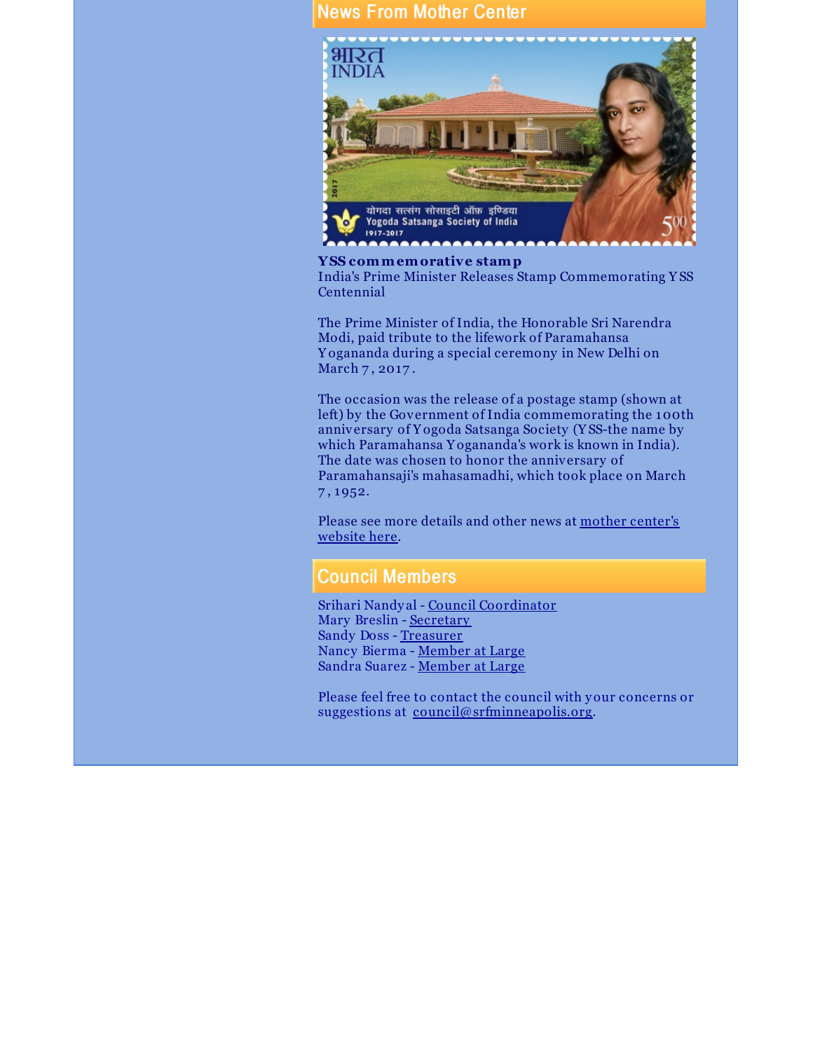## News From Mother Center

**YSS commemorative stamp**
India's Prime Minister Releases Stamp Commemorating YSS Centennial

The Prime Minister of India, the Honorable Sri Narendra Modi, paid tribute to the lifework of Paramahansa Yogananda during a special ceremony in New Delhi on March 7, 2017.

The occasion was the release of a postage stamp (shown at left) by the Government of India commemorating the 100th anniversary of Yogoda Satsanga Society (YSS-the name by which Paramahansa Yogananda's work is known in India). The date was chosen to honor the anniversary of Paramahansaji's mahasamadhi, which took place on March 7, 1952.

Please see more details and other news at mother center's website here.

## Council Members

Srihari Nandyal - Council Coordinator
Mary Breslin - Secretary
Sandy Doss - Treasurer
Nancy Bierma - Member at Large
Sandra Suarez - Member at Large

Please feel free to contact the council with your concerns or suggestions at council@srfminneapolis.org.